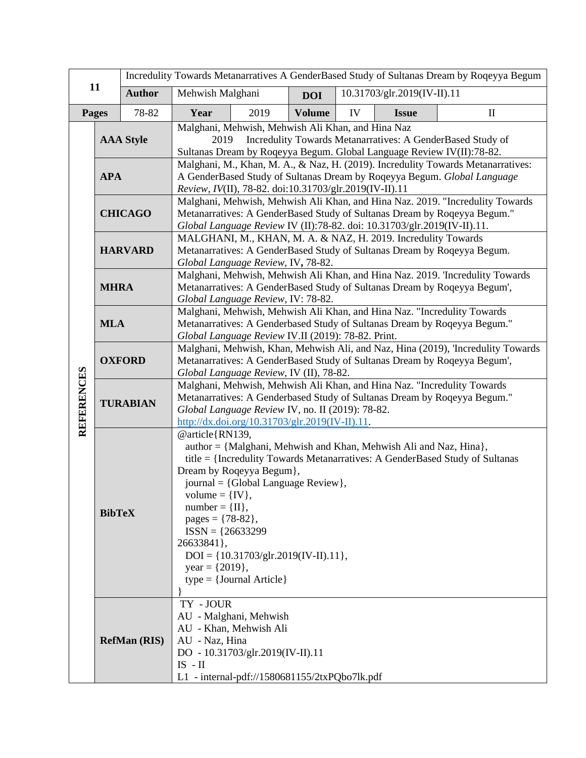| 11 | | Incredulity Towards Metanarratives A GenderBased Study of Sultanas Dream by Roqeyya Begum | | | | | |
|---|---|---|---|---|---|---|---|
| | **Author** | Mehwish Malghani | | **DOI** | 10.31703/glr.2019(IV-II).11 | | |
| **Pages** | 78-82 | **Year** | 2019 | **Volume** | IV | **Issue** | II |

| **REFERENCES** | | |
|---|---|---|
| | **AAA Style** | Malghani, Mehwish, Mehwish Ali Khan, and Hina Naz 2019 Incredulity Towards Metanarratives: A GenderBased Study of Sultanas Dream by Roqeyya Begum. Global Language Review IV(II):78-82. |
| | **APA** | Malghani, M., Khan, M. A., & Naz, H. (2019). Incredulity Towards Metanarratives: A GenderBased Study of Sultanas Dream by Roqeyya Begum. *Global Language Review, IV*(II), 78-82. doi:10.31703/glr.2019(IV-II).11 |
| | **CHICAGO** | Malghani, Mehwish, Mehwish Ali Khan, and Hina Naz. 2019. "Incredulity Towards Metanarratives: A GenderBased Study of Sultanas Dream by Roqeyya Begum." *Global Language Review* IV (II):78-82. doi: 10.31703/glr.2019(IV-II).11. |
| | **HARVARD** | MALGHANI, M., KHAN, M. A. & NAZ, H. 2019. Incredulity Towards Metanarratives: A GenderBased Study of Sultanas Dream by Roqeyya Begum. *Global Language Review,* IV**,** 78-82. |
| | **MHRA** | Malghani, Mehwish, Mehwish Ali Khan, and Hina Naz. 2019. 'Incredulity Towards Metanarratives: A GenderBased Study of Sultanas Dream by Roqeyya Begum', *Global Language Review*, IV: 78-82. |
| | **MLA** | Malghani, Mehwish, Mehwish Ali Khan, and Hina Naz. "Incredulity Towards Metanarratives: A Genderbased Study of Sultanas Dream by Roqeyya Begum." *Global Language Review* IV.II (2019): 78-82. Print. |
| | **OXFORD** | Malghani, Mehwish, Khan, Mehwish Ali, and Naz, Hina (2019), 'Incredulity Towards Metanarratives: A GenderBased Study of Sultanas Dream by Roqeyya Begum', *Global Language Review,* IV (II), 78-82. |
| | **TURABIAN** | Malghani, Mehwish, Mehwish Ali Khan, and Hina Naz. "Incredulity Towards Metanarratives: A Genderbased Study of Sultanas Dream by Roqeyya Begum." *Global Language Review* IV, no. II (2019): 78-82. http://dx.doi.org/10.31703/glr.2019(IV-II).11. |
| | **BibTeX** | @article{RN139, author = {Malghani, Mehwish and Khan, Mehwish Ali and Naz, Hina}, title = {Incredulity Towards Metanarratives: A GenderBased Study of Sultanas Dream by Roqeyya Begum}, journal = {Global Language Review}, volume = {IV}, number = {II}, pages = {78-82}, ISSN = {26633299 26633841}, DOI = {10.31703/glr.2019(IV-II).11}, year = {2019}, type = {Journal Article} } |
| | **RefMan (RIS)** | TY - JOUR AU - Malghani, Mehwish AU - Khan, Mehwish Ali AU - Naz, Hina DO - 10.31703/glr.2019(IV-II).11 IS - II L1 - internal-pdf://1580681155/2txPQbo7lk.pdf |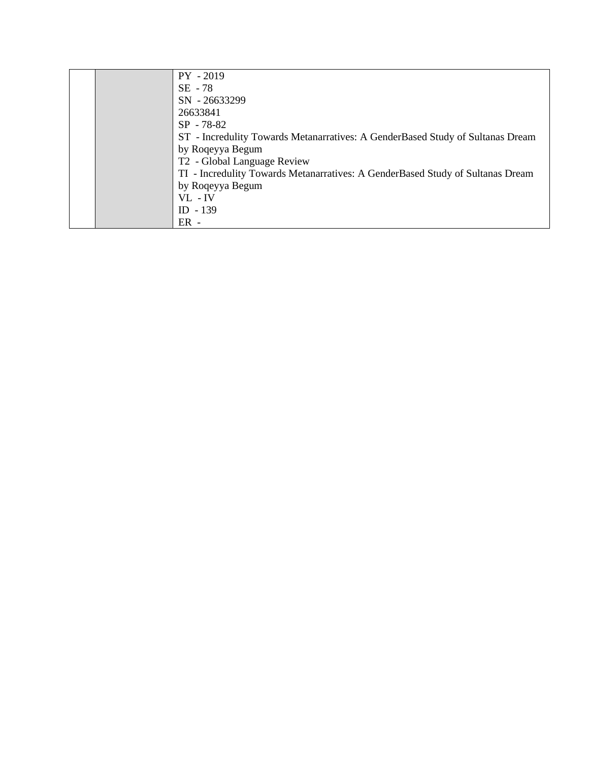| | | |
|---|---|---|
| | | PY - 2019<br>SE - 78<br>SN - 26633299<br>26633841<br>SP - 78-82<br>ST - Incredulity Towards Metanarratives: A GenderBased Study of Sultanas Dream by Roqeyya Begum<br>T2 - Global Language Review<br>TI - Incredulity Towards Metanarratives: A GenderBased Study of Sultanas Dream by Roqeyya Begum<br>VL - IV<br>ID - 139<br>ER - |